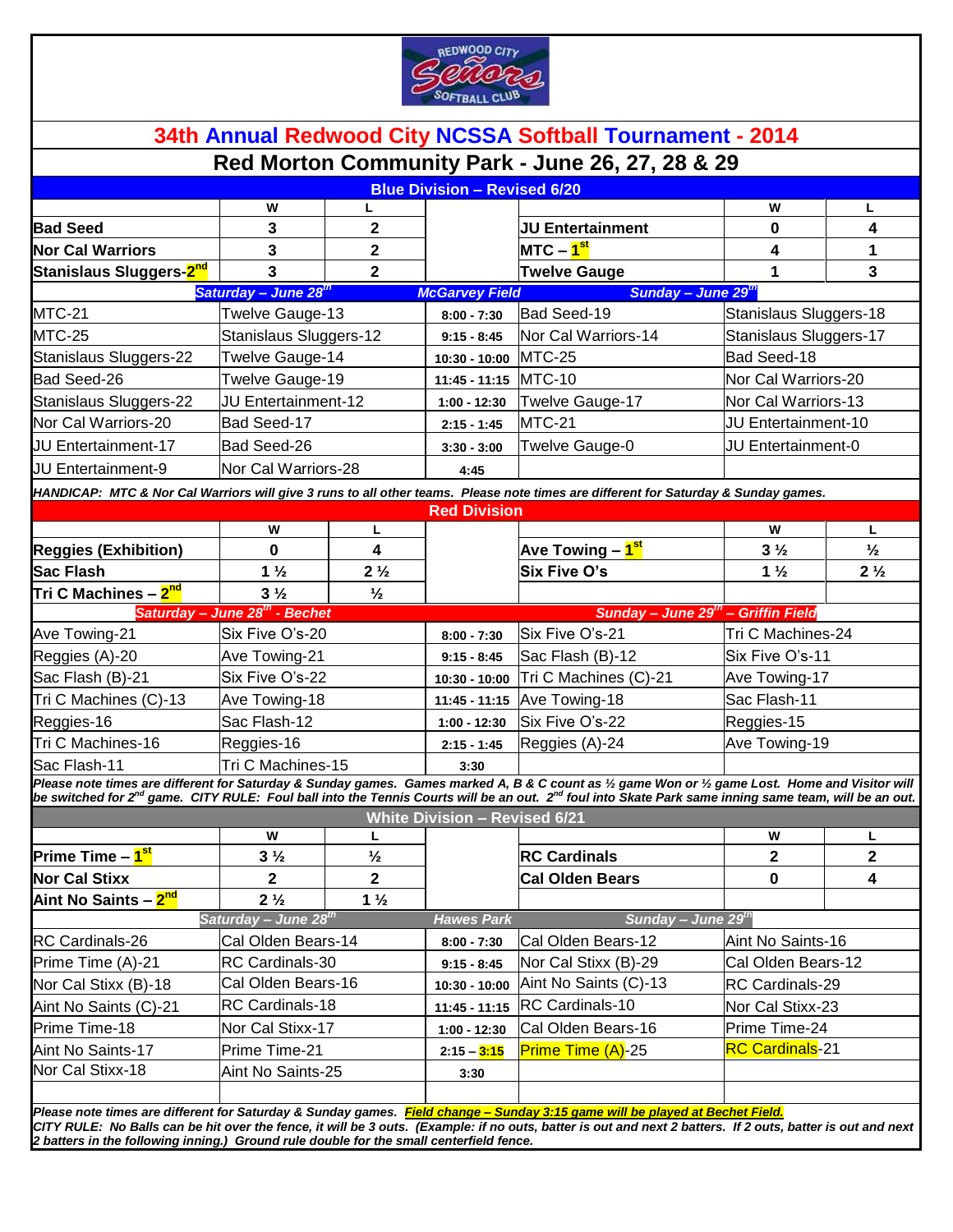# 34th Annual Redwood City NCSSA Softball Tournament - 2014

## Red Morton Community Park - June 26, 27, 28 & 29

### Blue Division – Revised 6/20

| | W | L | | | W | L |
|---|---|---|---|---|---|---|
| **Bad Seed** | 3 | 2 | | **JU Entertainment** | 0 | 4 |
| **Nor Cal Warriors** | 3 | 2 | | **MTC – 1st** | 4 | 1 |
| **Stanislaus Sluggers-2nd** | 3 | 2 | | **Twelve Gauge** | 1 | 3 |
| *Saturday – June 28th* | | | *McGarvey Field* | *Sunday – June 29th* | | |
| MTC-21 | Twelve Gauge-13 | | 8:00 - 7:30 | Bad Seed-19 | Stanislaus Sluggers-18 | |
| MTC-25 | Stanislaus Sluggers-12 | | 9:15 - 8:45 | Nor Cal Warriors-14 | Stanislaus Sluggers-17 | |
| Stanislaus Sluggers-22 | Twelve Gauge-14 | | 10:30 - 10:00 | MTC-25 | Bad Seed-18 | |
| Bad Seed-26 | Twelve Gauge-19 | | 11:45 - 11:15 | MTC-10 | Nor Cal Warriors-20 | |
| Stanislaus Sluggers-22 | JU Entertainment-12 | | 1:00 - 12:30 | Twelve Gauge-17 | Nor Cal Warriors-13 | |
| Nor Cal Warriors-20 | Bad Seed-17 | | 2:15 - 1:45 | MTC-21 | JU Entertainment-10 | |
| JU Entertainment-17 | Bad Seed-26 | | 3:30 - 3:00 | Twelve Gauge-0 | JU Entertainment-0 | |
| JU Entertainment-9 | Nor Cal Warriors-28 | | 4:45 | | | |

*HANDICAP: MTC & Nor Cal Warriors will give 3 runs to all other teams. Please note times are different for Saturday & Sunday games.*

### Red Division

| | W | L | | | W | L |
|---|---|---|---|---|---|---|
| **Reggies (Exhibition)** | 0 | 4 | | **Ave Towing – 1st** | 3 ½ | ½ |
| **Sac Flash** | 1 ½ | 2 ½ | | **Six Five O's** | 1 ½ | 2 ½ |
| **Tri C Machines – 2nd** | 3 ½ | ½ | | | | |
| *Saturday – June 28th - Bechet* | | | | *Sunday – June 29th – Griffin Field* | | |
| Ave Towing-21 | Six Five O's-20 | | 8:00 - 7:30 | Six Five O's-21 | Tri C Machines-24 | |
| Reggies (A)-20 | Ave Towing-21 | | 9:15 - 8:45 | Sac Flash (B)-12 | Six Five O's-11 | |
| Sac Flash (B)-21 | Six Five O's-22 | | 10:30 - 10:00 | Tri C Machines (C)-21 | Ave Towing-17 | |
| Tri C Machines (C)-13 | Ave Towing-18 | | 11:45 - 11:15 | Ave Towing-18 | Sac Flash-11 | |
| Reggies-16 | Sac Flash-12 | | 1:00 - 12:30 | Six Five O's-22 | Reggies-15 | |
| Tri C Machines-16 | Reggies-16 | | 2:15 - 1:45 | Reggies (A)-24 | Ave Towing-19 | |
| Sac Flash-11 | Tri C Machines-15 | | 3:30 | | | |

*Please note times are different for Saturday & Sunday games. Games marked A, B & C count as ½ game Won or ½ game Lost. Home and Visitor will be switched for 2nd game. CITY RULE: Foul ball into the Tennis Courts will be an out. 2nd foul into Skate Park same inning same team, will be an out.*

### White Division – Revised 6/21

| | W | L | | | W | L |
|---|---|---|---|---|---|---|
| **Prime Time – 1st** | 3 ½ | ½ | | **RC Cardinals** | 2 | 2 |
| **Nor Cal Stixx** | 2 | 2 | | **Cal Olden Bears** | 0 | 4 |
| **Aint No Saints – 2nd** | 2 ½ | 1 ½ | | | | |
| *Saturday – June 28th* | | | *Hawes Park* | *Sunday – June 29th* | | |
| RC Cardinals-26 | Cal Olden Bears-14 | | 8:00 - 7:30 | Cal Olden Bears-12 | Aint No Saints-16 | |
| Prime Time (A)-21 | RC Cardinals-30 | | 9:15 - 8:45 | Nor Cal Stixx (B)-29 | Cal Olden Bears-12 | |
| Nor Cal Stixx (B)-18 | Cal Olden Bears-16 | | 10:30 - 10:00 | Aint No Saints (C)-13 | RC Cardinals-29 | |
| Aint No Saints (C)-21 | RC Cardinals-18 | | 11:45 - 11:15 | RC Cardinals-10 | Nor Cal Stixx-23 | |
| Prime Time-18 | Nor Cal Stixx-17 | | 1:00 - 12:30 | Cal Olden Bears-16 | Prime Time-24 | |
| Aint No Saints-17 | Prime Time-21 | | 2:15 – 3:15 | Prime Time (A)-25 | RC Cardinals-21 | |
| Nor Cal Stixx-18 | Aint No Saints-25 | | 3:30 | | | |

*Please note times are different for Saturday & Sunday games. Field change – Sunday 3:15 game will be played at Bechet Field.*
*CITY RULE: No Balls can be hit over the fence, it will be 3 outs. (Example: if no outs, batter is out and next 2 batters. If 2 outs, batter is out and next 2 batters in the following inning.) Ground rule double for the small centerfield fence.*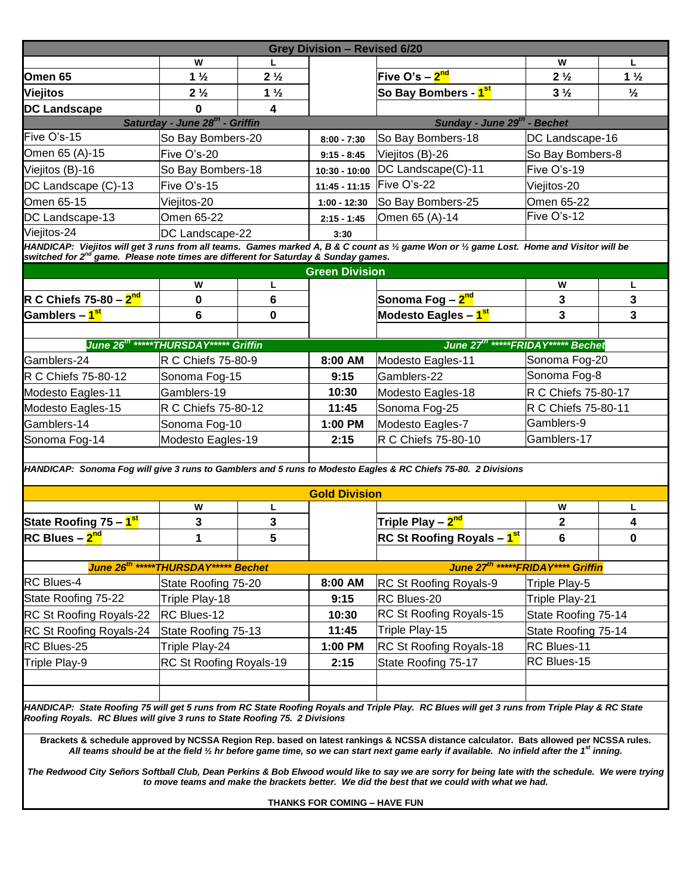## Grey Division – Revised 6/20

| | W | L | | | W | L |
|---|---|---|---|---|---|---|
| **Omen 65** | **1 ½** | **2 ½** | | **Five O's – 2nd** | **2 ½** | **1 ½** |
| **Viejitos** | **2 ½** | **1 ½** | | **So Bay Bombers - 1st** | **3 ½** | **½** |
| **DC Landscape** | **0** | **4** | | | | |

| *Saturday - June 28th - Griffin* | | | *Sunday - June 29th - Bechet* | |
|---|---|---|---|---|
| Five O's-15 | So Bay Bombers-20 | 8:00 - 7:30 | So Bay Bombers-18 | DC Landscape-16 |
| Omen 65 (A)-15 | Five O's-20 | 9:15 - 8:45 | Viejitos (B)-26 | So Bay Bombers-8 |
| Viejitos (B)-16 | So Bay Bombers-18 | 10:30 - 10:00 | DC Landscape(C)-11 | Five O's-19 |
| DC Landscape (C)-13 | Five O's-15 | 11:45 - 11:15 | Five O's-22 | Viejitos-20 |
| Omen 65-15 | Viejitos-20 | 1:00 - 12:30 | So Bay Bombers-25 | Omen 65-22 |
| DC Landscape-13 | Omen 65-22 | 2:15 - 1:45 | Omen 65 (A)-14 | Five O's-12 |
| Viejitos-24 | DC Landscape-22 | 3:30 | | |

*HANDICAP: Viejitos will get 3 runs from all teams. Games marked A, B & C count as ½ game Won or ½ game Lost. Home and Visitor will be switched for 2nd game. Please note times are different for Saturday & Sunday games.*

## Green Division

| | W | L | | | W | L |
|---|---|---|---|---|---|---|
| **R C Chiefs 75-80 – 2nd** | **0** | **6** | | **Sonoma Fog – 2nd** | **3** | **3** |
| **Gamblers – 1st** | **6** | **0** | | **Modesto Eagles – 1st** | **3** | **3** |

| *June 26th \*\*\*\*\*THURSDAY\*\*\*\*\* Griffin* | | | *June 27th \*\*\*\*\*FRIDAY\*\*\*\*\* Bechet* | |
|---|---|---|---|---|
| Gamblers-24 | R C Chiefs 75-80-9 | 8:00 AM | Modesto Eagles-11 | Sonoma Fog-20 |
| R C Chiefs 75-80-12 | Sonoma Fog-15 | 9:15 | Gamblers-22 | Sonoma Fog-8 |
| Modesto Eagles-11 | Gamblers-19 | 10:30 | Modesto Eagles-18 | R C Chiefs 75-80-17 |
| Modesto Eagles-15 | R C Chiefs 75-80-12 | 11:45 | Sonoma Fog-25 | R C Chiefs 75-80-11 |
| Gamblers-14 | Sonoma Fog-10 | 1:00 PM | Modesto Eagles-7 | Gamblers-9 |
| Sonoma Fog-14 | Modesto Eagles-19 | 2:15 | R C Chiefs 75-80-10 | Gamblers-17 |

*HANDICAP: Sonoma Fog will give 3 runs to Gamblers and 5 runs to Modesto Eagles & RC Chiefs 75-80. 2 Divisions*

## Gold Division

| | W | L | | | W | L |
|---|---|---|---|---|---|---|
| **State Roofing 75 – 1st** | **3** | **3** | | **Triple Play – 2nd** | **2** | **4** |
| **RC Blues – 2nd** | **1** | **5** | | **RC St Roofing Royals – 1st** | **6** | **0** |

| *June 26th \*\*\*\*\*THURSDAY\*\*\*\*\* Bechet* | | | *June 27th \*\*\*\*\*FRIDAY\*\*\*\* Griffin* | |
|---|---|---|---|---|
| RC Blues-4 | State Roofing 75-20 | 8:00 AM | RC St Roofing Royals-9 | Triple Play-5 |
| State Roofing 75-22 | Triple Play-18 | 9:15 | RC Blues-20 | Triple Play-21 |
| RC St Roofing Royals-22 | RC Blues-12 | 10:30 | RC St Roofing Royals-15 | State Roofing 75-14 |
| RC St Roofing Royals-24 | State Roofing 75-13 | 11:45 | Triple Play-15 | State Roofing 75-14 |
| RC Blues-25 | Triple Play-24 | 1:00 PM | RC St Roofing Royals-18 | RC Blues-11 |
| Triple Play-9 | RC St Roofing Royals-19 | 2:15 | State Roofing 75-17 | RC Blues-15 |

*HANDICAP: State Roofing 75 will get 5 runs from RC State Roofing Royals and Triple Play. RC Blues will get 3 runs from Triple Play & RC State Roofing Royals. RC Blues will give 3 runs to State Roofing 75. 2 Divisions*

**Brackets & schedule approved by NCSSA Region Rep. based on latest rankings & NCSSA distance calculator. Bats allowed per NCSSA rules.**
***All teams should be at the field ½ hr before game time, so we can start next game early if available. No infield after the 1st inning.***

***The Redwood City Señors Softball Club, Dean Perkins & Bob Elwood would like to say we are sorry for being late with the schedule. We were trying to move teams and make the brackets better. We did the best that we could with what we had.***

**THANKS FOR COMING – HAVE FUN**